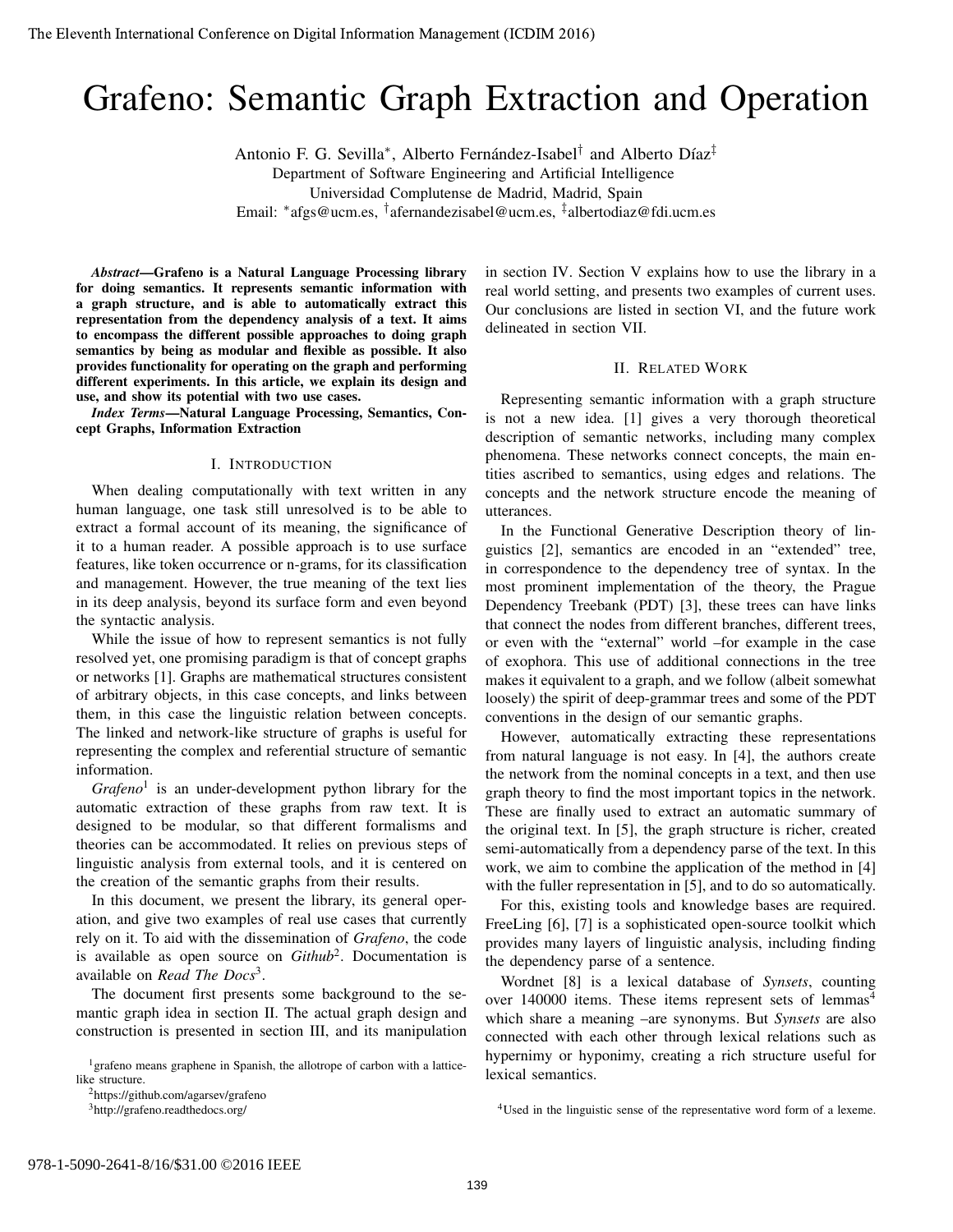# Grafeno: Semantic Graph Extraction and Operation

Antonio F. G. Sevilla*, Alberto Fernández-Isabel† and Alberto Díaz‡
Department of Software Engineering and Artificial Intelligence
Universidad Complutense de Madrid, Madrid, Spain
Email: *afgs@ucm.es, †afernandezisabel@ucm.es, ‡albertodiaz@fdi.ucm.es

***Abstract*—Grafeno is a Natural Language Processing library for doing semantics. It represents semantic information with a graph structure, and is able to automatically extract this representation from the dependency analysis of a text. It aims to encompass the different possible approaches to doing graph semantics by being as modular and flexible as possible. It also provides functionality for operating on the graph and performing different experiments. In this article, we explain its design and use, and show its potential with two use cases.**

***Index Terms*—Natural Language Processing, Semantics, Concept Graphs, Information Extraction**

## I. Introduction

When dealing computationally with text written in any human language, one task still unresolved is to be able to extract a formal account of its meaning, the significance of it to a human reader. A possible approach is to use surface features, like token occurrence or n-grams, for its classification and management. However, the true meaning of the text lies in its deep analysis, beyond its surface form and even beyond the syntactic analysis.

While the issue of how to represent semantics is not fully resolved yet, one promising paradigm is that of concept graphs or networks [1]. Graphs are mathematical structures consistent of arbitrary objects, in this case concepts, and links between them, in this case the linguistic relation between concepts. The linked and network-like structure of graphs is useful for representing the complex and referential structure of semantic information.

*Grafeno*[1] is an under-development python library for the automatic extraction of these graphs from raw text. It is designed to be modular, so that different formalisms and theories can be accommodated. It relies on previous steps of linguistic analysis from external tools, and it is centered on the creation of the semantic graphs from their results.

In this document, we present the library, its general operation, and give two examples of real use cases that currently rely on it. To aid with the dissemination of *Grafeno*, the code is available as open source on *Github*[2]. Documentation is available on *Read The Docs*[3].

The document first presents some background to the semantic graph idea in section II. The actual graph design and construction is presented in section III, and its manipulation in section IV. Section V explains how to use the library in a real world setting, and presents two examples of current uses. Our conclusions are listed in section VI, and the future work delineated in section VII.

[1] grafeno means graphene in Spanish, the allotrope of carbon with a lattice-like structure.

[2] https://github.com/agarsev/grafeno

[3] http://grafeno.readthedocs.org/

## II. Related Work

Representing semantic information with a graph structure is not a new idea. [1] gives a very thorough theoretical description of semantic networks, including many complex phenomena. These networks connect concepts, the main entities ascribed to semantics, using edges and relations. The concepts and the network structure encode the meaning of utterances.

In the Functional Generative Description theory of linguistics [2], semantics are encoded in an "extended" tree, in correspondence to the dependency tree of syntax. In the most prominent implementation of the theory, the Prague Dependency Treebank (PDT) [3], these trees can have links that connect the nodes from different branches, different trees, or even with the "external" world –for example in the case of exophora. This use of additional connections in the tree makes it equivalent to a graph, and we follow (albeit somewhat loosely) the spirit of deep-grammar trees and some of the PDT conventions in the design of our semantic graphs.

However, automatically extracting these representations from natural language is not easy. In [4], the authors create the network from the nominal concepts in a text, and then use graph theory to find the most important topics in the network. These are finally used to extract an automatic summary of the original text. In [5], the graph structure is richer, created semi-automatically from a dependency parse of the text. In this work, we aim to combine the application of the method in [4] with the fuller representation in [5], and to do so automatically.

For this, existing tools and knowledge bases are required. FreeLing [6], [7] is a sophisticated open-source toolkit which provides many layers of linguistic analysis, including finding the dependency parse of a sentence.

Wordnet [8] is a lexical database of *Synsets*, counting over 140000 items. These items represent sets of lemmas[4] which share a meaning –are synonyms. But *Synsets* are also connected with each other through lexical relations such as hypernimy or hyponimy, creating a rich structure useful for lexical semantics.

[4] Used in the linguistic sense of the representative word form of a lexeme.

978-1-5090-2641-8/16/$31.00 ©2016 IEEE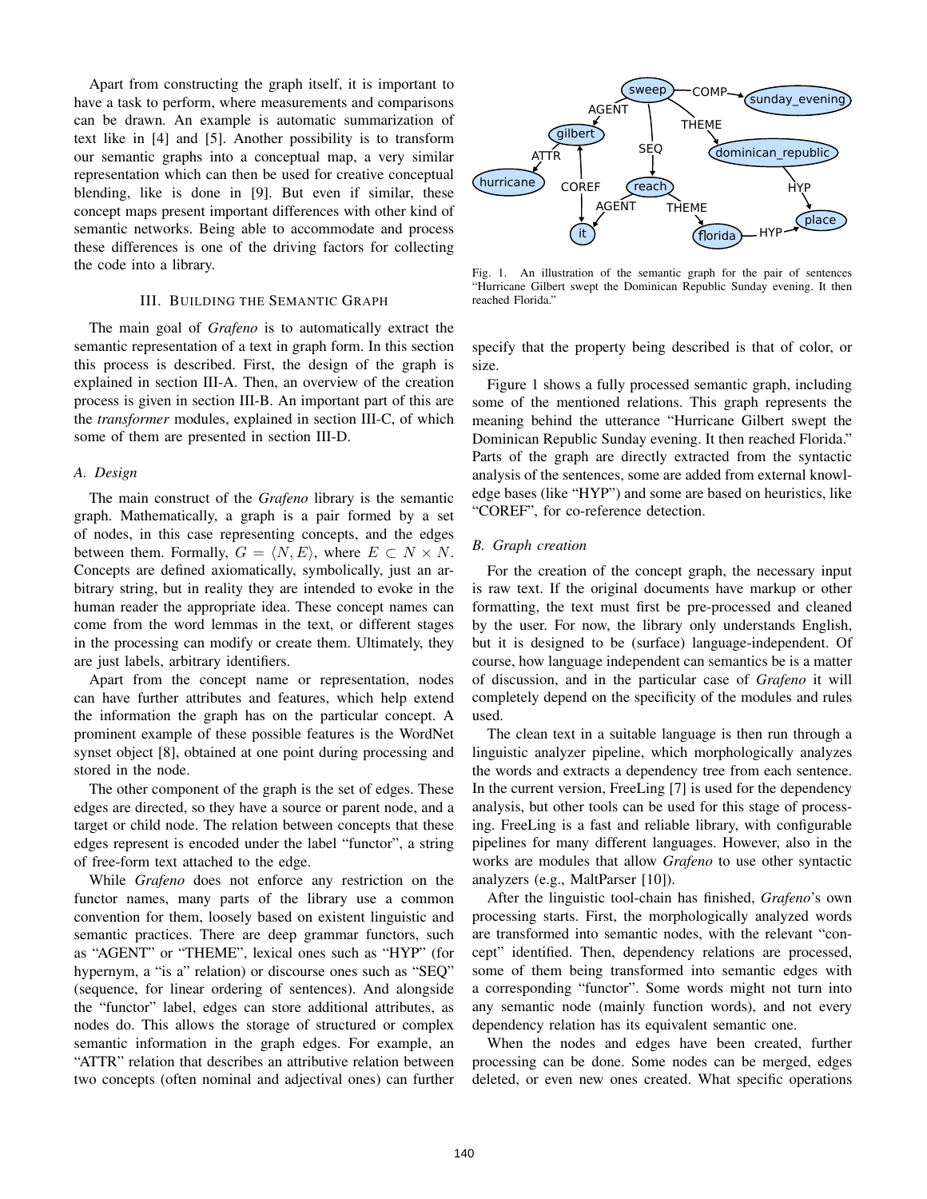Apart from constructing the graph itself, it is important to have a task to perform, where measurements and comparisons can be drawn. An example is automatic summarization of text like in [4] and [5]. Another possibility is to transform our semantic graphs into a conceptual map, a very similar representation which can then be used for creative conceptual blending, like is done in [9]. But even if similar, these concept maps present important differences with other kind of semantic networks. Being able to accommodate and process these differences is one of the driving factors for collecting the code into a library.

## III. Building the Semantic Graph

The main goal of *Grafeno* is to automatically extract the semantic representation of a text in graph form. In this section this process is described. First, the design of the graph is explained in section III-A. Then, an overview of the creation process is given in section III-B. An important part of this are the *transformer* modules, explained in section III-C, of which some of them are presented in section III-D.

### A. Design

The main construct of the *Grafeno* library is the semantic graph. Mathematically, a graph is a pair formed by a set of nodes, in this case representing concepts, and the edges between them. Formally, $G = \langle N, E \rangle$, where $E \subset N \times N$. Concepts are defined axiomatically, symbolically, just an arbitrary string, but in reality they are intended to evoke in the human reader the appropriate idea. These concept names can come from the word lemmas in the text, or different stages in the processing can modify or create them. Ultimately, they are just labels, arbitrary identifiers.

Apart from the concept name or representation, nodes can have further attributes and features, which help extend the information the graph has on the particular concept. A prominent example of these possible features is the WordNet synset object [8], obtained at one point during processing and stored in the node.

The other component of the graph is the set of edges. These edges are directed, so they have a source or parent node, and a target or child node. The relation between concepts that these edges represent is encoded under the label "functor", a string of free-form text attached to the edge.

While *Grafeno* does not enforce any restriction on the functor names, many parts of the library use a common convention for them, loosely based on existent linguistic and semantic practices. There are deep grammar functors, such as "AGENT" or "THEME", lexical ones such as "HYP" (for hypernym, a "is a" relation) or discourse ones such as "SEQ" (sequence, for linear ordering of sentences). And alongside the "functor" label, edges can store additional attributes, as nodes do. This allows the storage of structured or complex semantic information in the graph edges. For example, an "ATTR" relation that describes an attributive relation between two concepts (often nominal and adjectival ones) can further specify that the property being described is that of color, or size.

Fig. 1. An illustration of the semantic graph for the pair of sentences "Hurricane Gilbert swept the Dominican Republic Sunday evening. It then reached Florida."

Figure 1 shows a fully processed semantic graph, including some of the mentioned relations. This graph represents the meaning behind the utterance "Hurricane Gilbert swept the Dominican Republic Sunday evening. It then reached Florida." Parts of the graph are directly extracted from the syntactic analysis of the sentences, some are added from external knowledge bases (like "HYP") and some are based on heuristics, like "COREF", for co-reference detection.

### B. Graph creation

For the creation of the concept graph, the necessary input is raw text. If the original documents have markup or other formatting, the text must first be pre-processed and cleaned by the user. For now, the library only understands English, but it is designed to be (surface) language-independent. Of course, how language independent can semantics be is a matter of discussion, and in the particular case of *Grafeno* it will completely depend on the specificity of the modules and rules used.

The clean text in a suitable language is then run through a linguistic analyzer pipeline, which morphologically analyzes the words and extracts a dependency tree from each sentence. In the current version, FreeLing [7] is used for the dependency analysis, but other tools can be used for this stage of processing. FreeLing is a fast and reliable library, with configurable pipelines for many different languages. However, also in the works are modules that allow *Grafeno* to use other syntactic analyzers (e.g., MaltParser [10]).

After the linguistic tool-chain has finished, *Grafeno*'s own processing starts. First, the morphologically analyzed words are transformed into semantic nodes, with the relevant "concept" identified. Then, dependency relations are processed, some of them being transformed into semantic edges with a corresponding "functor". Some words might not turn into any semantic node (mainly function words), and not every dependency relation has its equivalent semantic one.

When the nodes and edges have been created, further processing can be done. Some nodes can be merged, edges deleted, or even new ones created. What specific operations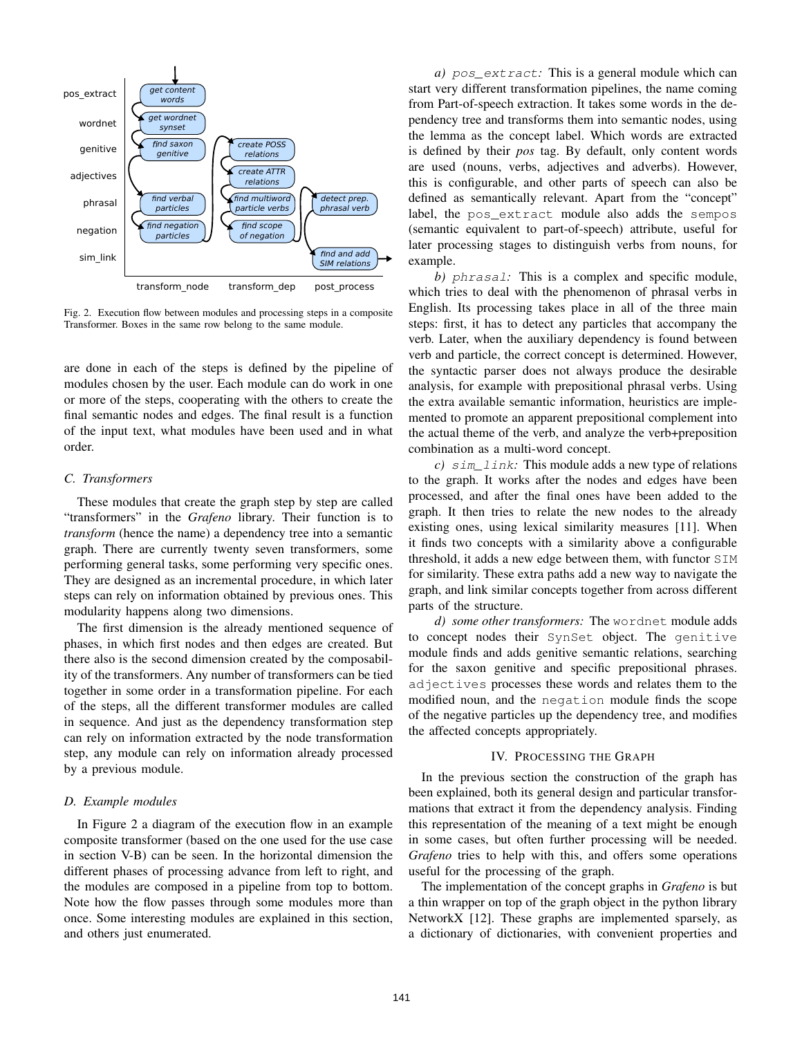Fig. 2. Execution flow between modules and processing steps in a composite Transformer. Boxes in the same row belong to the same module.

are done in each of the steps is defined by the pipeline of modules chosen by the user. Each module can do work in one or more of the steps, cooperating with the others to create the final semantic nodes and edges. The final result is a function of the input text, what modules have been used and in what order.

### C. Transformers

These modules that create the graph step by step are called "transformers" in the *Grafeno* library. Their function is to *transform* (hence the name) a dependency tree into a semantic graph. There are currently twenty seven transformers, some performing general tasks, some performing very specific ones. They are designed as an incremental procedure, in which later steps can rely on information obtained by previous ones. This modularity happens along two dimensions.

The first dimension is the already mentioned sequence of phases, in which first nodes and then edges are created. But there also is the second dimension created by the composability of the transformers. Any number of transformers can be tied together in some order in a transformation pipeline. For each of the steps, all the different transformer modules are called in sequence. And just as the dependency transformation step can rely on information extracted by the node transformation step, any module can rely on information already processed by a previous module.

### D. Example modules

In Figure 2 a diagram of the execution flow in an example composite transformer (based on the one used for the use case in section V-B) can be seen. In the horizontal dimension the different phases of processing advance from left to right, and the modules are composed in a pipeline from top to bottom. Note how the flow passes through some modules more than once. Some interesting modules are explained in this section, and others just enumerated.

*a) `pos_extract`:* This is a general module which can start very different transformation pipelines, the name coming from Part-of-speech extraction. It takes some words in the dependency tree and transforms them into semantic nodes, using the lemma as the concept label. Which words are extracted is defined by their *pos* tag. By default, only content words are used (nouns, verbs, adjectives and adverbs). However, this is configurable, and other parts of speech can also be defined as semantically relevant. Apart from the "concept" label, the `pos_extract` module also adds the `sempos` (semantic equivalent to part-of-speech) attribute, useful for later processing stages to distinguish verbs from nouns, for example.

*b) `phrasal`:* This is a complex and specific module, which tries to deal with the phenomenon of phrasal verbs in English. Its processing takes place in all of the three main steps: first, it has to detect any particles that accompany the verb. Later, when the auxiliary dependency is found between verb and particle, the correct concept is determined. However, the syntactic parser does not always produce the desirable analysis, for example with prepositional phrasal verbs. Using the extra available semantic information, heuristics are implemented to promote an apparent prepositional complement into the actual theme of the verb, and analyze the verb+preposition combination as a multi-word concept.

*c) `sim_link`:* This module adds a new type of relations to the graph. It works after the nodes and edges have been processed, and after the final ones have been added to the graph. It then tries to relate the new nodes to the already existing ones, using lexical similarity measures [11]. When it finds two concepts with a similarity above a configurable threshold, it adds a new edge between them, with functor `SIM` for similarity. These extra paths add a new way to navigate the graph, and link similar concepts together from across different parts of the structure.

*d) some other transformers:* The `wordnet` module adds to concept nodes their `SynSet` object. The `genitive` module finds and adds genitive semantic relations, searching for the saxon genitive and specific prepositional phrases. `adjectives` processes these words and relates them to the modified noun, and the `negation` module finds the scope of the negative particles up the dependency tree, and modifies the affected concepts appropriately.

## IV. Processing the Graph

In the previous section the construction of the graph has been explained, both its general design and particular transformations that extract it from the dependency analysis. Finding this representation of the meaning of a text might be enough in some cases, but often further processing will be needed. *Grafeno* tries to help with this, and offers some operations useful for the processing of the graph.

The implementation of the concept graphs in *Grafeno* is but a thin wrapper on top of the graph object in the python library NetworkX [12]. These graphs are implemented sparsely, as a dictionary of dictionaries, with convenient properties and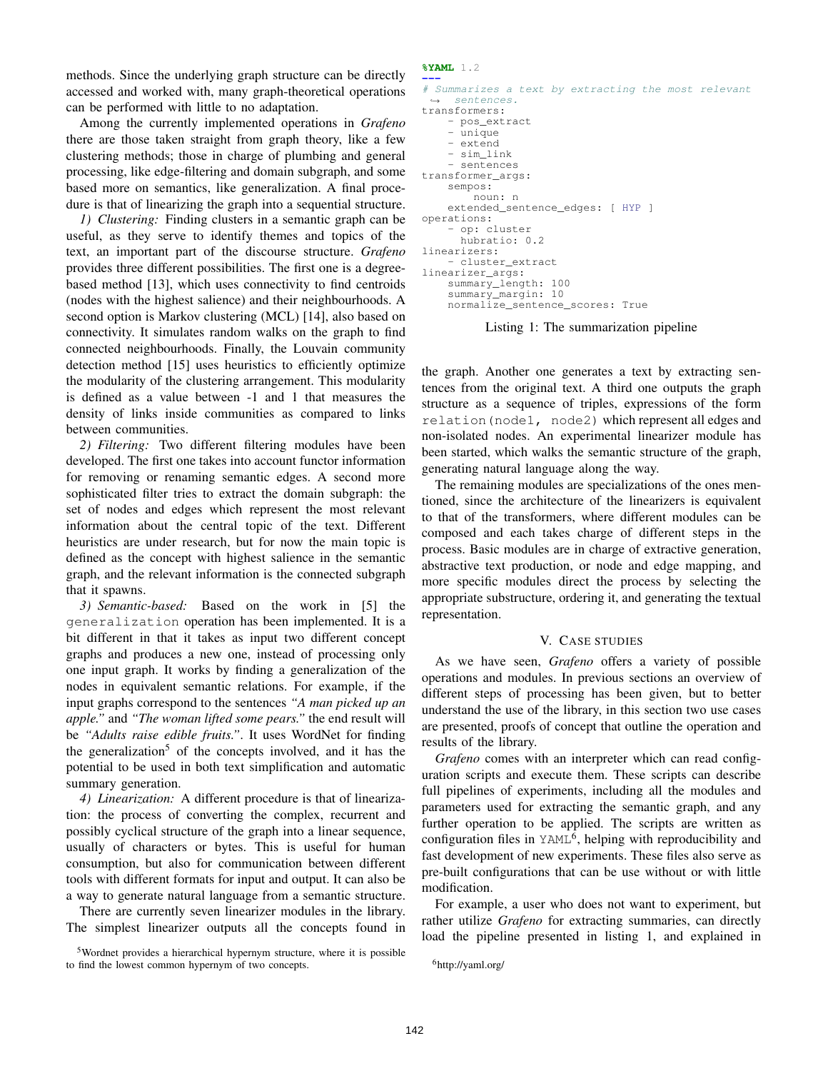methods. Since the underlying graph structure can be directly accessed and worked with, many graph-theoretical operations can be performed with little to no adaptation.

Among the currently implemented operations in *Grafeno* there are those taken straight from graph theory, like a few clustering methods; those in charge of plumbing and general processing, like edge-filtering and domain subgraph, and some based more on semantics, like generalization. A final procedure is that of linearizing the graph into a sequential structure.

*1) Clustering:* Finding clusters in a semantic graph can be useful, as they serve to identify themes and topics of the text, an important part of the discourse structure. *Grafeno* provides three different possibilities. The first one is a degree-based method [13], which uses connectivity to find centroids (nodes with the highest salience) and their neighbourhoods. A second option is Markov clustering (MCL) [14], also based on connectivity. It simulates random walks on the graph to find connected neighbourhoods. Finally, the Louvain community detection method [15] uses heuristics to efficiently optimize the modularity of the clustering arrangement. This modularity is defined as a value between -1 and 1 that measures the density of links inside communities as compared to links between communities.

*2) Filtering:* Two different filtering modules have been developed. The first one takes into account functor information for removing or renaming semantic edges. A second more sophisticated filter tries to extract the domain subgraph: the set of nodes and edges which represent the most relevant information about the central topic of the text. Different heuristics are under research, but for now the main topic is defined as the concept with highest salience in the semantic graph, and the relevant information is the connected subgraph that it spawns.

*3) Semantic-based:* Based on the work in [5] the `generalization` operation has been implemented. It is a bit different in that it takes as input two different concept graphs and produces a new one, instead of processing only one input graph. It works by finding a generalization of the nodes in equivalent semantic relations. For example, if the input graphs correspond to the sentences *"A man picked up an apple."* and *"The woman lifted some pears."* the end result will be *"Adults raise edible fruits."*. It uses WordNet for finding the generalization[5] of the concepts involved, and it has the potential to be used in both text simplification and automatic summary generation.

*4) Linearization:* A different procedure is that of linearization: the process of converting the complex, recurrent and possibly cyclical structure of the graph into a linear sequence, usually of characters or bytes. This is useful for human consumption, but also for communication between different tools with different formats for input and output. It can also be a way to generate natural language from a semantic structure.

There are currently seven linearizer modules in the library. The simplest linearizer outputs all the concepts found in the graph. Another one generates a text by extracting sentences from the original text. A third one outputs the graph structure as a sequence of triples, expressions of the form `relation(node1, node2)` which represent all edges and non-isolated nodes. An experimental linearizer module has been started, which walks the semantic structure of the graph, generating natural language along the way.

The remaining modules are specializations of the ones mentioned, since the architecture of the linearizers is equivalent to that of the transformers, where different modules can be composed and each takes charge of different steps in the process. Basic modules are in charge of extractive generation, abstractive text production, or node and edge mapping, and more specific modules direct the process by selecting the appropriate substructure, ordering it, and generating the textual representation.

[5] Wordnet provides a hierarchical hypernym structure, where it is possible to find the lowest common hypernym of two concepts.

```yaml
%YAML 1.2
---
# Summarizes a text by extracting the most relevant
  sentences.
transformers:
    - pos_extract
    - unique
    - extend
    - sim_link
    - sentences
transformer_args:
    sempos:
        noun: n
    extended_sentence_edges: [ HYP ]
operations:
    - op: cluster
      hubratio: 0.2
linearizers:
    - cluster_extract
linearizer_args:
    summary_length: 100
    summary_margin: 10
    normalize_sentence_scores: True
```

Listing 1: The summarization pipeline

## V. Case Studies

As we have seen, *Grafeno* offers a variety of possible operations and modules. In previous sections an overview of different steps of processing has been given, but to better understand the use of the library, in this section two use cases are presented, proofs of concept that outline the operation and results of the library.

*Grafeno* comes with an interpreter which can read configuration scripts and execute them. These scripts can describe full pipelines of experiments, including all the modules and parameters used for extracting the semantic graph, and any further operation to be applied. The scripts are written as configuration files in `YAML`[6], helping with reproducibility and fast development of new experiments. These files also serve as pre-built configurations that can be use without or with little modification.

For example, a user who does not want to experiment, but rather utilize *Grafeno* for extracting summaries, can directly load the pipeline presented in listing 1, and explained in

[6] http://yaml.org/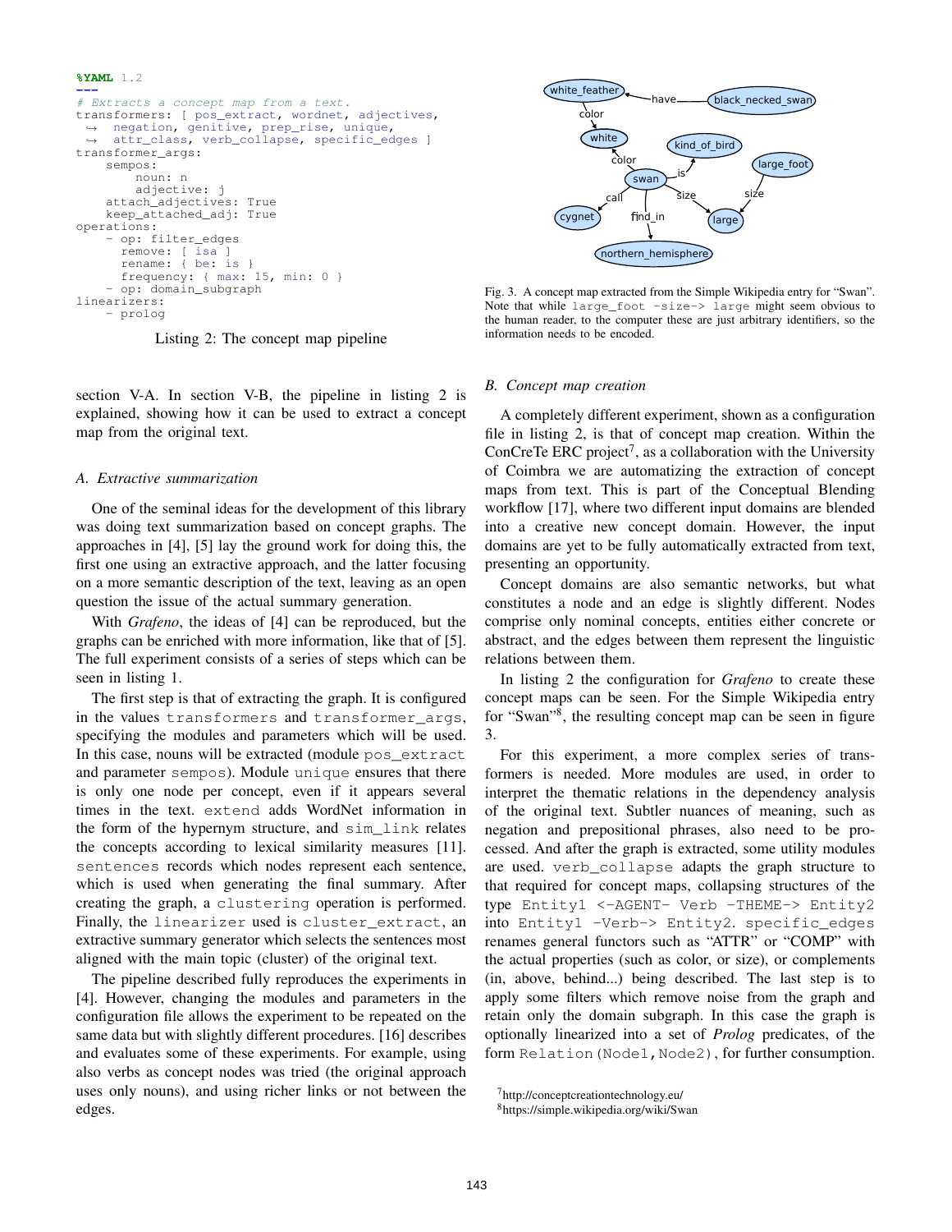```yaml
%YAML 1.2
---
# Extracts a concept map from a text.
transformers: [ pos_extract, wordnet, adjectives,
  ↪  negation, genitive, prep_rise, unique,
  ↪  attr_class, verb_collapse, specific_edges ]
transformer_args:
    sempos:
        noun: n
        adjective: j
    attach_adjectives: True
    keep_attached_adj: True
operations:
    - op: filter_edges
      remove: [ isa ]
      rename: { be: is }
      frequency: { max: 15, min: 0 }
    - op: domain_subgraph
linearizers:
    - prolog
```

Listing 2: The concept map pipeline

section V-A. In section V-B, the pipeline in listing 2 is explained, showing how it can be used to extract a concept map from the original text.

### A. Extractive summarization

One of the seminal ideas for the development of this library was doing text summarization based on concept graphs. The approaches in [4], [5] lay the ground work for doing this, the first one using an extractive approach, and the latter focusing on a more semantic description of the text, leaving as an open question the issue of the actual summary generation.

With *Grafeno*, the ideas of [4] can be reproduced, but the graphs can be enriched with more information, like that of [5]. The full experiment consists of a series of steps which can be seen in listing 1.

The first step is that of extracting the graph. It is configured in the values `transformers` and `transformer_args`, specifying the modules and parameters which will be used. In this case, nouns will be extracted (module `pos_extract` and parameter `sempos`). Module `unique` ensures that there is only one node per concept, even if it appears several times in the text. `extend` adds WordNet information in the form of the hypernym structure, and `sim_link` relates the concepts according to lexical similarity measures [11]. `sentences` records which nodes represent each sentence, which is used when generating the final summary. After creating the graph, a `clustering` operation is performed. Finally, the `linearizer` used is `cluster_extract`, an extractive summary generator which selects the sentences most aligned with the main topic (cluster) of the original text.

The pipeline described fully reproduces the experiments in [4]. However, changing the modules and parameters in the configuration file allows the experiment to be repeated on the same data but with slightly different procedures. [16] describes and evaluates some of these experiments. For example, using also verbs as concept nodes was tried (the original approach uses only nouns), and using richer links or not between the edges.

Fig. 3. A concept map extracted from the Simple Wikipedia entry for "Swan". Note that while `large_foot -size-> large` might seem obvious to the human reader, to the computer these are just arbitrary identifiers, so the information needs to be encoded.

### B. Concept map creation

A completely different experiment, shown as a configuration file in listing 2, is that of concept map creation. Within the ConCreTe ERC project[7], as a collaboration with the University of Coimbra we are automatizing the extraction of concept maps from text. This is part of the Conceptual Blending workflow [17], where two different input domains are blended into a creative new concept domain. However, the input domains are yet to be fully automatically extracted from text, presenting an opportunity.

Concept domains are also semantic networks, but what constitutes a node and an edge is slightly different. Nodes comprise only nominal concepts, entities either concrete or abstract, and the edges between them represent the linguistic relations between them.

In listing 2 the configuration for *Grafeno* to create these concept maps can be seen. For the Simple Wikipedia entry for "Swan"[8], the resulting concept map can be seen in figure 3.

For this experiment, a more complex series of transformers is needed. More modules are used, in order to interpret the thematic relations in the dependency analysis of the original text. Subtler nuances of meaning, such as negation and prepositional phrases, also need to be processed. And after the graph is extracted, some utility modules are used. `verb_collapse` adapts the graph structure to that required for concept maps, collapsing structures of the type `Entity1 <-AGENT- Verb -THEME-> Entity2` into `Entity1 -Verb-> Entity2`. `specific_edges` renames general functors such as "ATTR" or "COMP" with the actual properties (such as color, or size), or complements (in, above, behind...) being described. The last step is to apply some filters which remove noise from the graph and retain only the domain subgraph. In this case the graph is optionally linearized into a set of *Prolog* predicates, of the form `Relation(Node1,Node2)`, for further consumption.

[7] http://conceptcreationtechnology.eu/

[8] https://simple.wikipedia.org/wiki/Swan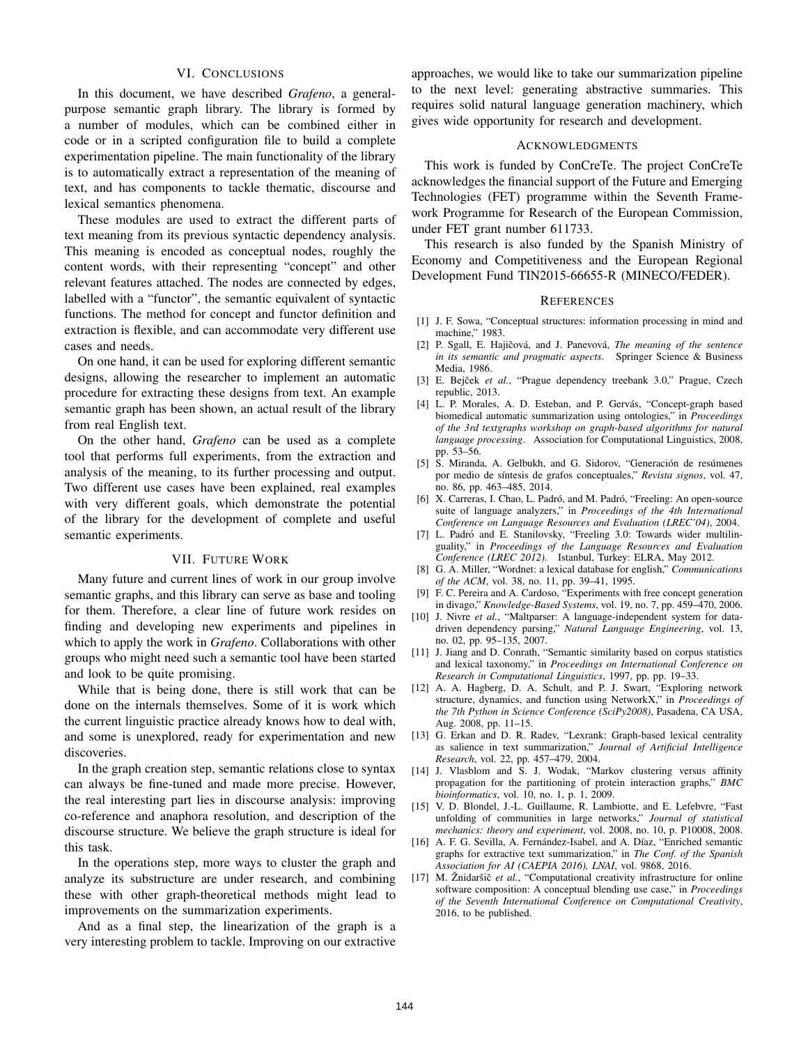## VI. Conclusions

In this document, we have described *Grafeno*, a general-purpose semantic graph library. The library is formed by a number of modules, which can be combined either in code or in a scripted configuration file to build a complete experimentation pipeline. The main functionality of the library is to automatically extract a representation of the meaning of text, and has components to tackle thematic, discourse and lexical semantics phenomena.

These modules are used to extract the different parts of text meaning from its previous syntactic dependency analysis. This meaning is encoded as conceptual nodes, roughly the content words, with their representing "concept" and other relevant features attached. The nodes are connected by edges, labelled with a "functor", the semantic equivalent of syntactic functions. The method for concept and functor definition and extraction is flexible, and can accommodate very different use cases and needs.

On one hand, it can be used for exploring different semantic designs, allowing the researcher to implement an automatic procedure for extracting these designs from text. An example semantic graph has been shown, an actual result of the library from real English text.

On the other hand, *Grafeno* can be used as a complete tool that performs full experiments, from the extraction and analysis of the meaning, to its further processing and output. Two different use cases have been explained, real examples with very different goals, which demonstrate the potential of the library for the development of complete and useful semantic experiments.

## VII. Future Work

Many future and current lines of work in our group involve semantic graphs, and this library can serve as base and tooling for them. Therefore, a clear line of future work resides on finding and developing new experiments and pipelines in which to apply the work in *Grafeno*. Collaborations with other groups who might need such a semantic tool have been started and look to be quite promising.

While that is being done, there is still work that can be done on the internals themselves. Some of it is work which the current linguistic practice already knows how to deal with, and some is unexplored, ready for experimentation and new discoveries.

In the graph creation step, semantic relations close to syntax can always be fine-tuned and made more precise. However, the real interesting part lies in discourse analysis: improving co-reference and anaphora resolution, and description of the discourse structure. We believe the graph structure is ideal for this task.

In the operations step, more ways to cluster the graph and analyze its substructure are under research, and combining these with other graph-theoretical methods might lead to improvements on the summarization experiments.

And as a final step, the linearization of the graph is a very interesting problem to tackle. Improving on our extractive approaches, we would like to take our summarization pipeline to the next level: generating abstractive summaries. This requires solid natural language generation machinery, which gives wide opportunity for research and development.

## Acknowledgments

This work is funded by ConCreTe. The project ConCreTe acknowledges the financial support of the Future and Emerging Technologies (FET) programme within the Seventh Framework Programme for Research of the European Commission, under FET grant number 611733.

This research is also funded by the Spanish Ministry of Economy and Competitiveness and the European Regional Development Fund TIN2015-66655-R (MINECO/FEDER).

## References

[1] J. F. Sowa, "Conceptual structures: information processing in mind and machine," 1983.

[2] P. Sgall, E. Hajičová, and J. Panevová, *The meaning of the sentence in its semantic and pragmatic aspects*. Springer Science & Business Media, 1986.

[3] E. Bejček *et al.*, "Prague dependency treebank 3.0," Prague, Czech republic, 2013.

[4] L. P. Morales, A. D. Esteban, and P. Gervás, "Concept-graph based biomedical automatic summarization using ontologies," in *Proceedings of the 3rd textgraphs workshop on graph-based algorithms for natural language processing*. Association for Computational Linguistics, 2008, pp. 53–56.

[5] S. Miranda, A. Gelbukh, and G. Sidorov, "Generación de resúmenes por medio de síntesis de grafos conceptuales," *Revista signos*, vol. 47, no. 86, pp. 463–485, 2014.

[6] X. Carreras, I. Chao, L. Padró, and M. Padró, "Freeling: An open-source suite of language analyzers," in *Proceedings of the 4th International Conference on Language Resources and Evaluation (LREC'04)*, 2004.

[7] L. Padró and E. Stanilovsky, "Freeling 3.0: Towards wider multilinguality," in *Proceedings of the Language Resources and Evaluation Conference (LREC 2012)*. Istanbul, Turkey: ELRA, May 2012.

[8] G. A. Miller, "Wordnet: a lexical database for english," *Communications of the ACM*, vol. 38, no. 11, pp. 39–41, 1995.

[9] F. C. Pereira and A. Cardoso, "Experiments with free concept generation in divago," *Knowledge-Based Systems*, vol. 19, no. 7, pp. 459–470, 2006.

[10] J. Nivre *et al.*, "Maltparser: A language-independent system for data-driven dependency parsing," *Natural Language Engineering*, vol. 13, no. 02, pp. 95–135, 2007.

[11] J. Jiang and D. Conrath, "Semantic similarity based on corpus statistics and lexical taxonomy," in *Proceedings on International Conference on Research in Computational Linguistics*, 1997, pp. pp. 19–33.

[12] A. A. Hagberg, D. A. Schult, and P. J. Swart, "Exploring network structure, dynamics, and function using NetworkX," in *Proceedings of the 7th Python in Science Conference (SciPy2008)*, Pasadena, CA USA, Aug. 2008, pp. 11–15.

[13] G. Erkan and D. R. Radev, "Lexrank: Graph-based lexical centrality as salience in text summarization," *Journal of Artificial Intelligence Research*, vol. 22, pp. 457–479, 2004.

[14] J. Vlasblom and S. J. Wodak, "Markov clustering versus affinity propagation for the partitioning of protein interaction graphs," *BMC bioinformatics*, vol. 10, no. 1, p. 1, 2009.

[15] V. D. Blondel, J.-L. Guillaume, R. Lambiotte, and E. Lefebvre, "Fast unfolding of communities in large networks," *Journal of statistical mechanics: theory and experiment*, vol. 2008, no. 10, p. P10008, 2008.

[16] A. F. G. Sevilla, A. Fernández-Isabel, and A. Díaz, "Enriched semantic graphs for extractive text summarization," in *The Conf. of the Spanish Association for AI (CAEPIA 2016), LNAI*, vol. 9868, 2016.

[17] M. Žnidaršič *et al.*, "Computational creativity infrastructure for online software composition: A conceptual blending use case," in *Proceedings of the Seventh International Conference on Computational Creativity*, 2016, to be published.